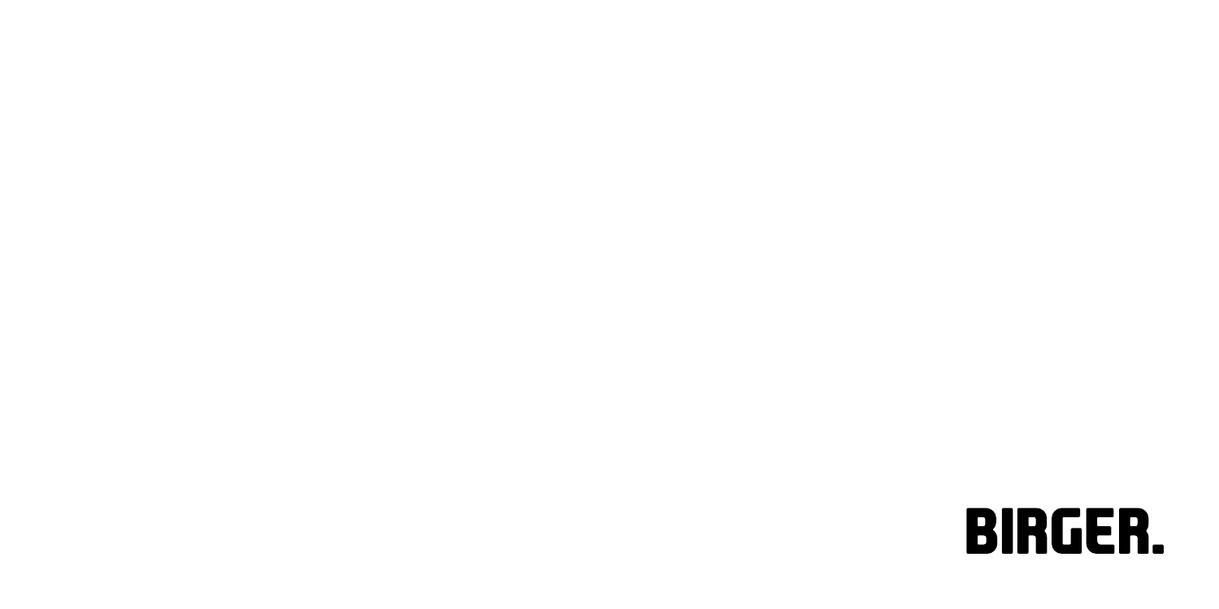BIRGER.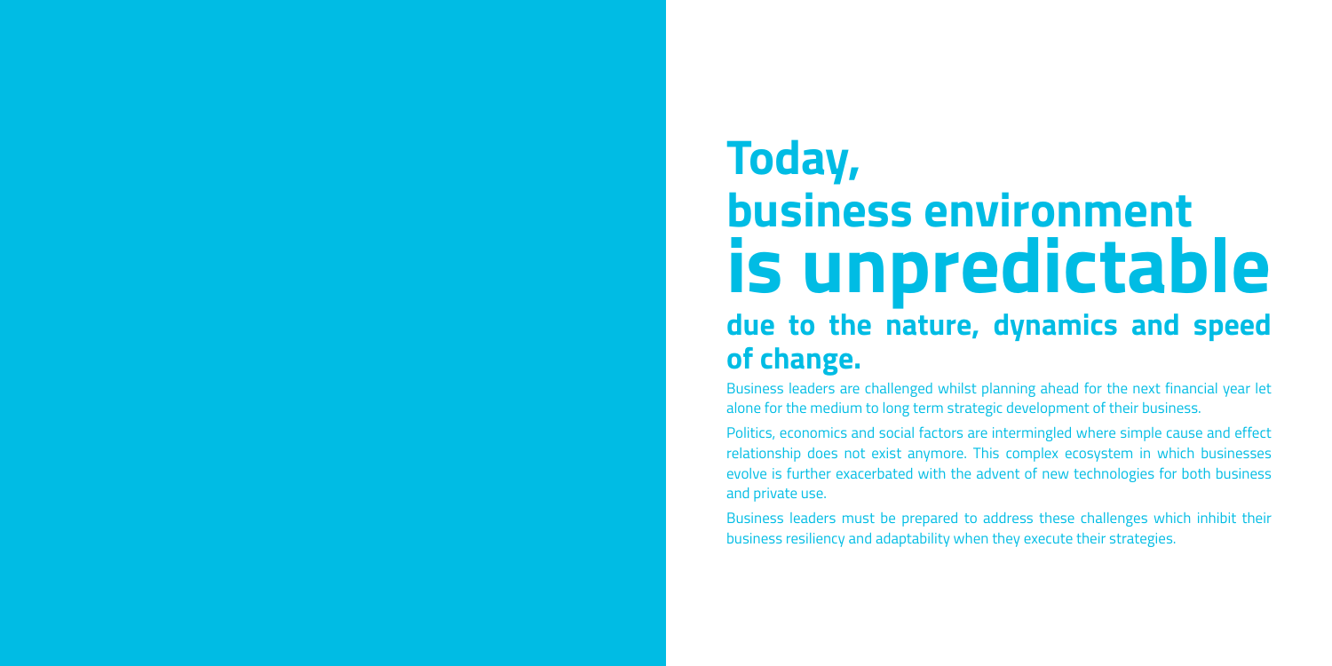# Today, business environment is unpredictable

## due to the nature, dynamics and speed of change.

Business leaders are challenged whilst planning ahead for the next financial year let alone for the medium to long term strategic development of their business.

Politics, economics and social factors are intermingled where simple cause and effect relationship does not exist anymore. This complex ecosystem in which businesses evolve is further exacerbated with the advent of new technologies for both business and private use.

Business leaders must be prepared to address these challenges which inhibit their business resiliency and adaptability when they execute their strategies.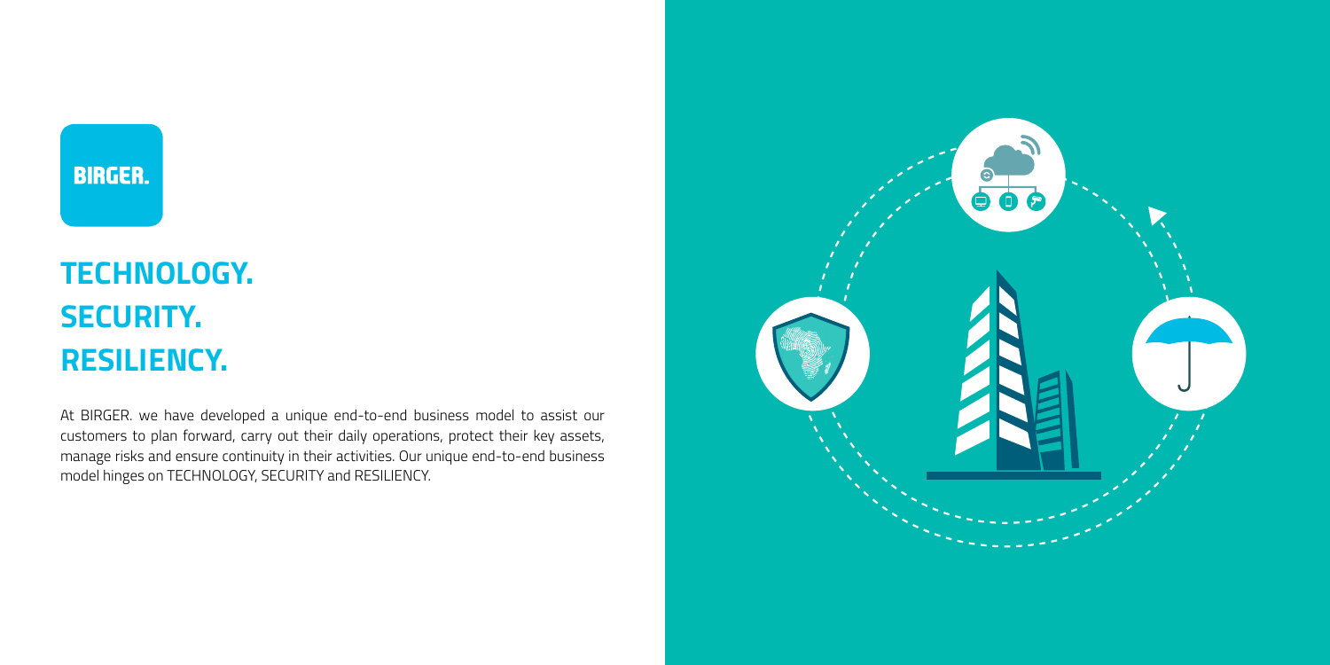BIRGER.

# TECHNOLOGY.
# SECURITY.
# RESILIENCY.

At BIRGER. we have developed a unique end-to-end business model to assist our customers to plan forward, carry out their daily operations, protect their key assets, manage risks and ensure continuity in their activities. Our unique end-to-end business model hinges on TECHNOLOGY, SECURITY and RESILIENCY.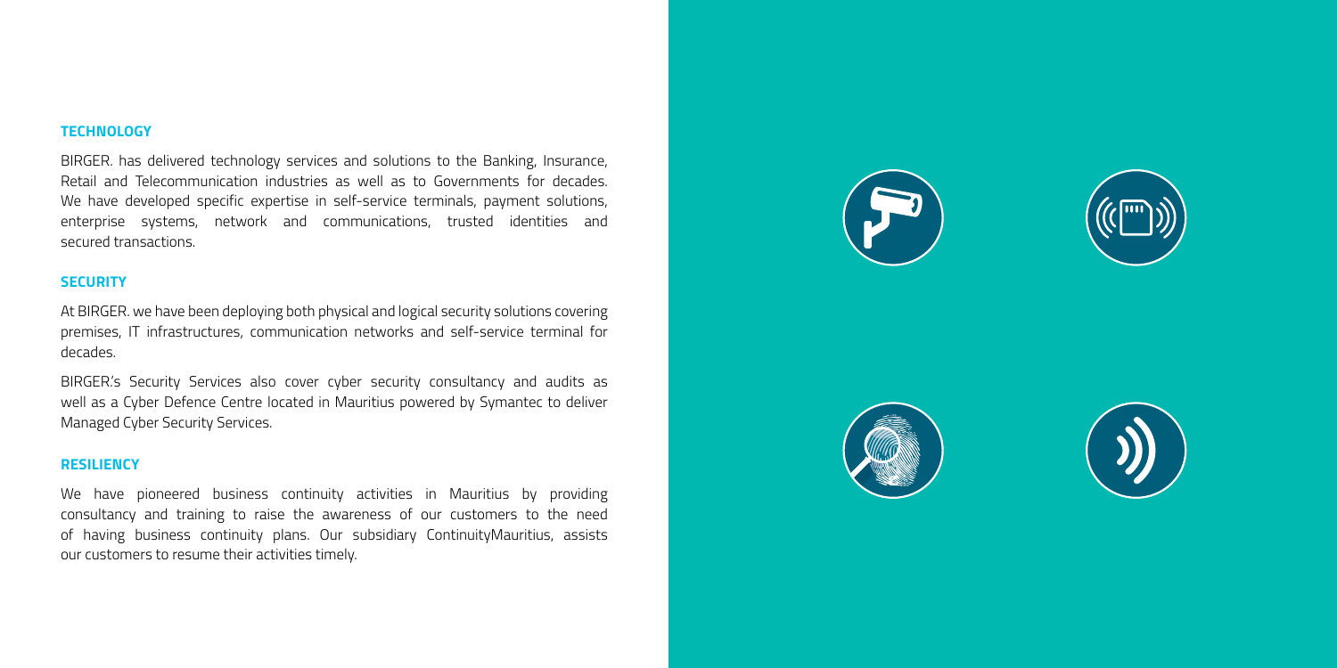## TECHNOLOGY

BIRGER. has delivered technology services and solutions to the Banking, Insurance, Retail and Telecommunication industries as well as to Governments for decades. We have developed specific expertise in self-service terminals, payment solutions, enterprise systems, network and communications, trusted identities and secured transactions.

## SECURITY

At BIRGER. we have been deploying both physical and logical security solutions covering premises, IT infrastructures, communication networks and self-service terminal for decades.

BIRGER.'s Security Services also cover cyber security consultancy and audits as well as a Cyber Defence Centre located in Mauritius powered by Symantec to deliver Managed Cyber Security Services.

## RESILIENCY

We have pioneered business continuity activities in Mauritius by providing consultancy and training to raise the awareness of our customers to the need of having business continuity plans. Our subsidiary ContinuityMauritius, assists our customers to resume their activities timely.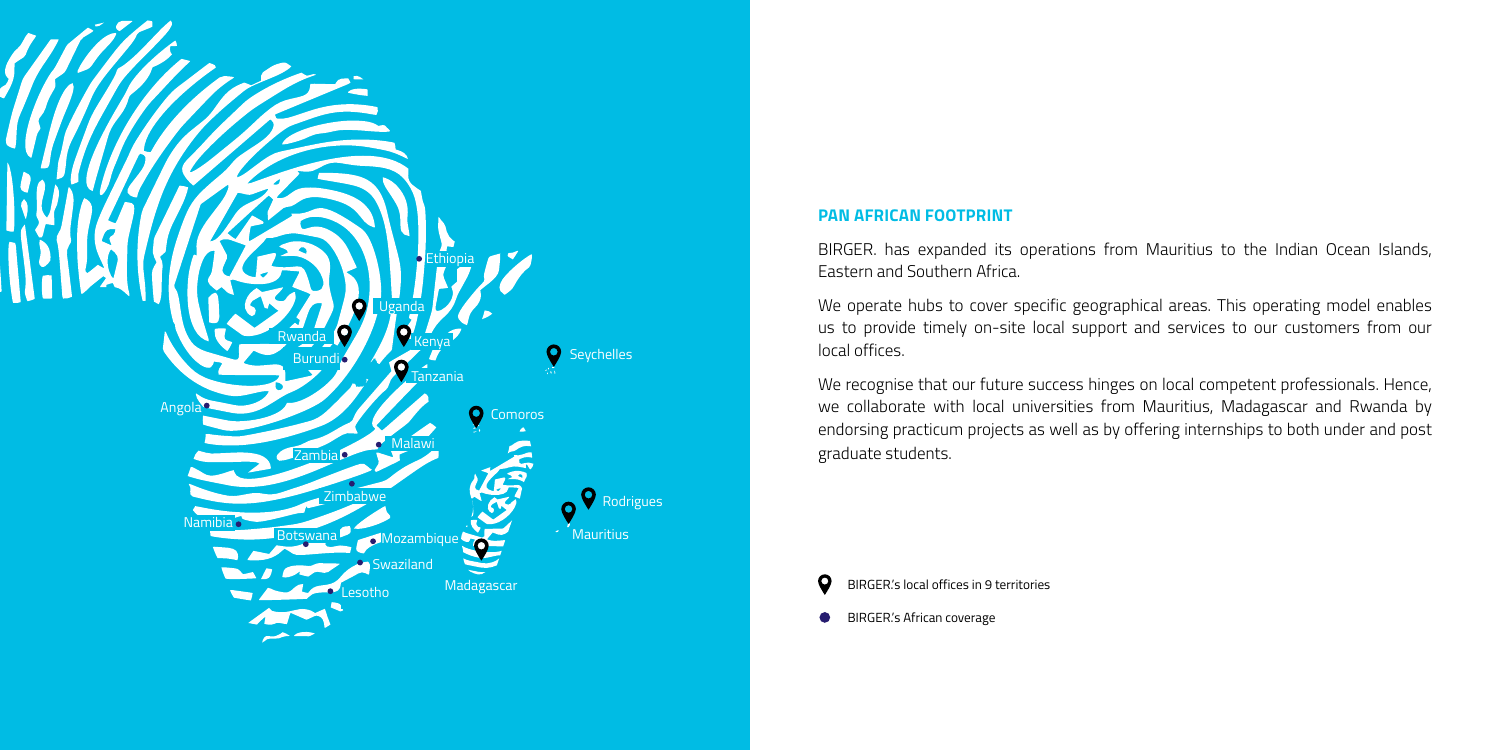## PAN AFRICAN FOOTPRINT

BIRGER. has expanded its operations from Mauritius to the Indian Ocean Islands, Eastern and Southern Africa.

We operate hubs to cover specific geographical areas. This operating model enables us to provide timely on-site local support and services to our customers from our local offices.

We recognise that our future success hinges on local competent professionals. Hence, we collaborate with local universities from Mauritius, Madagascar and Rwanda by endorsing practicum projects as well as by offering internships to both under and post graduate students.

BIRGER.'s local offices in 9 territories

BIRGER.'s African coverage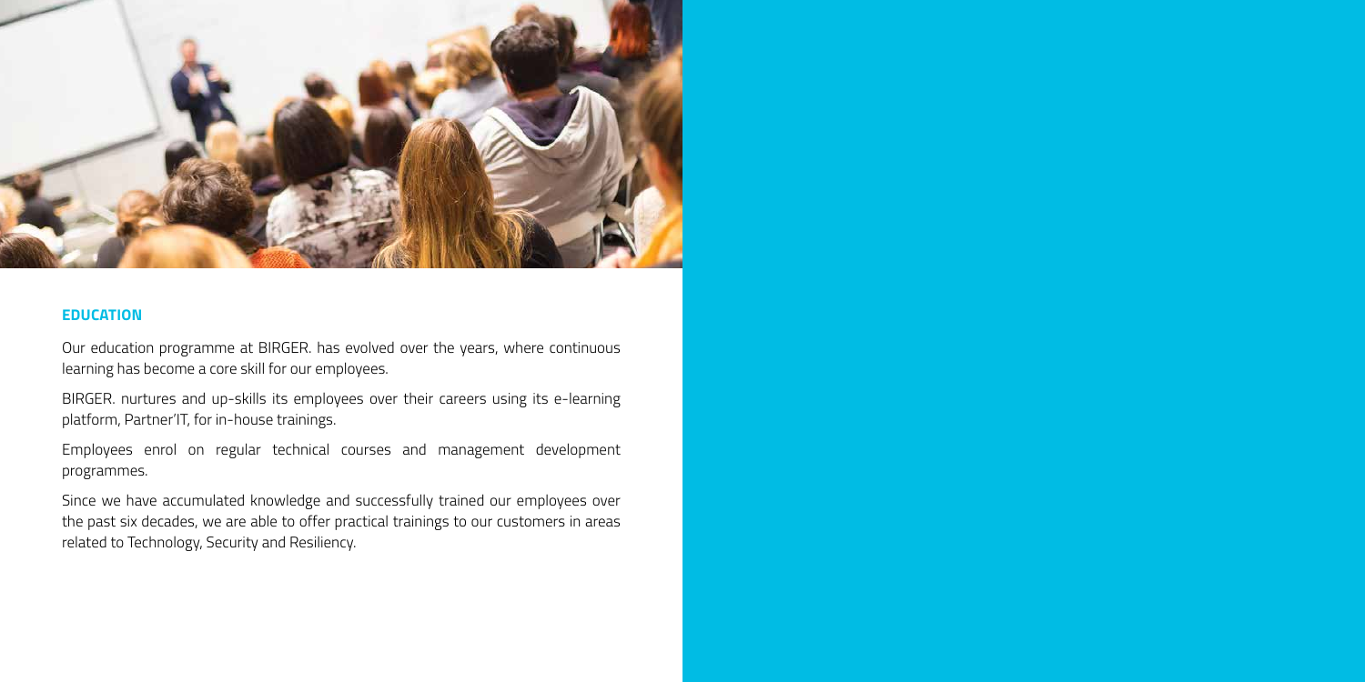## EDUCATION

Our education programme at BIRGER. has evolved over the years, where continuous learning has become a core skill for our employees.

BIRGER. nurtures and up-skills its employees over their careers using its e-learning platform, Partner'IT, for in-house trainings.

Employees enrol on regular technical courses and management development programmes.

Since we have accumulated knowledge and successfully trained our employees over the past six decades, we are able to offer practical trainings to our customers in areas related to Technology, Security and Resiliency.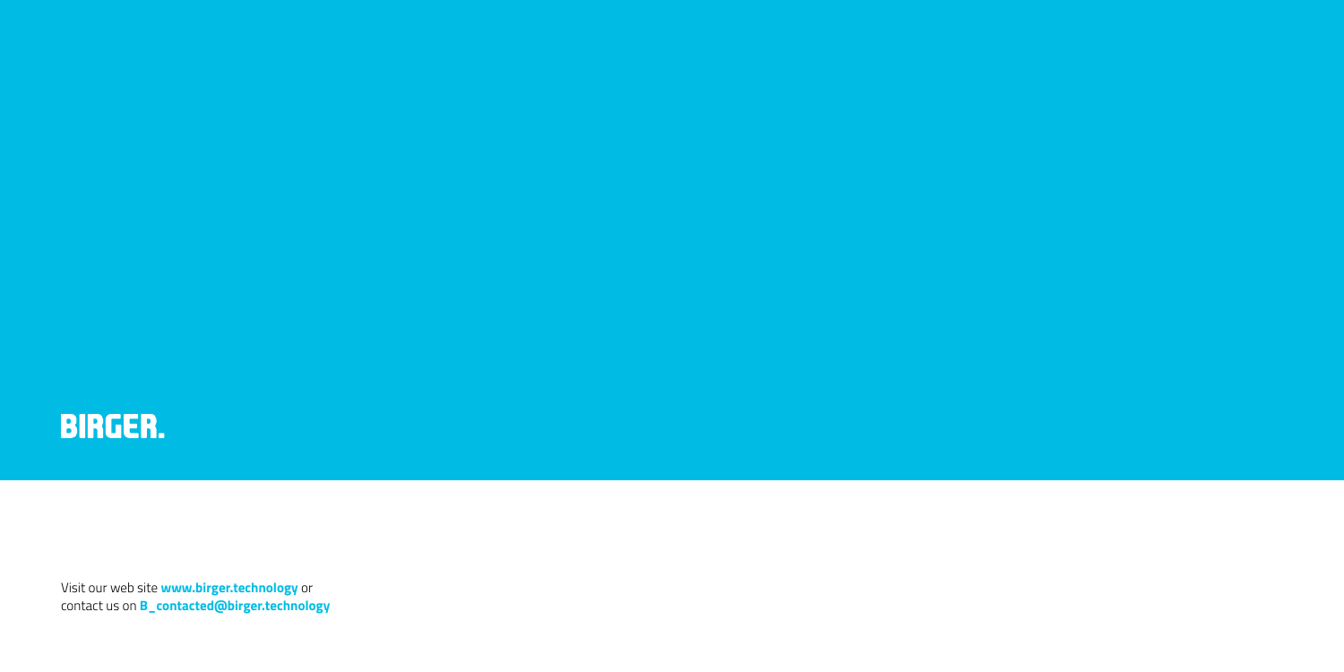**BIRGER.**

Visit our web site **www.birger.technology** or
contact us on **B_contacted@birger.technology**